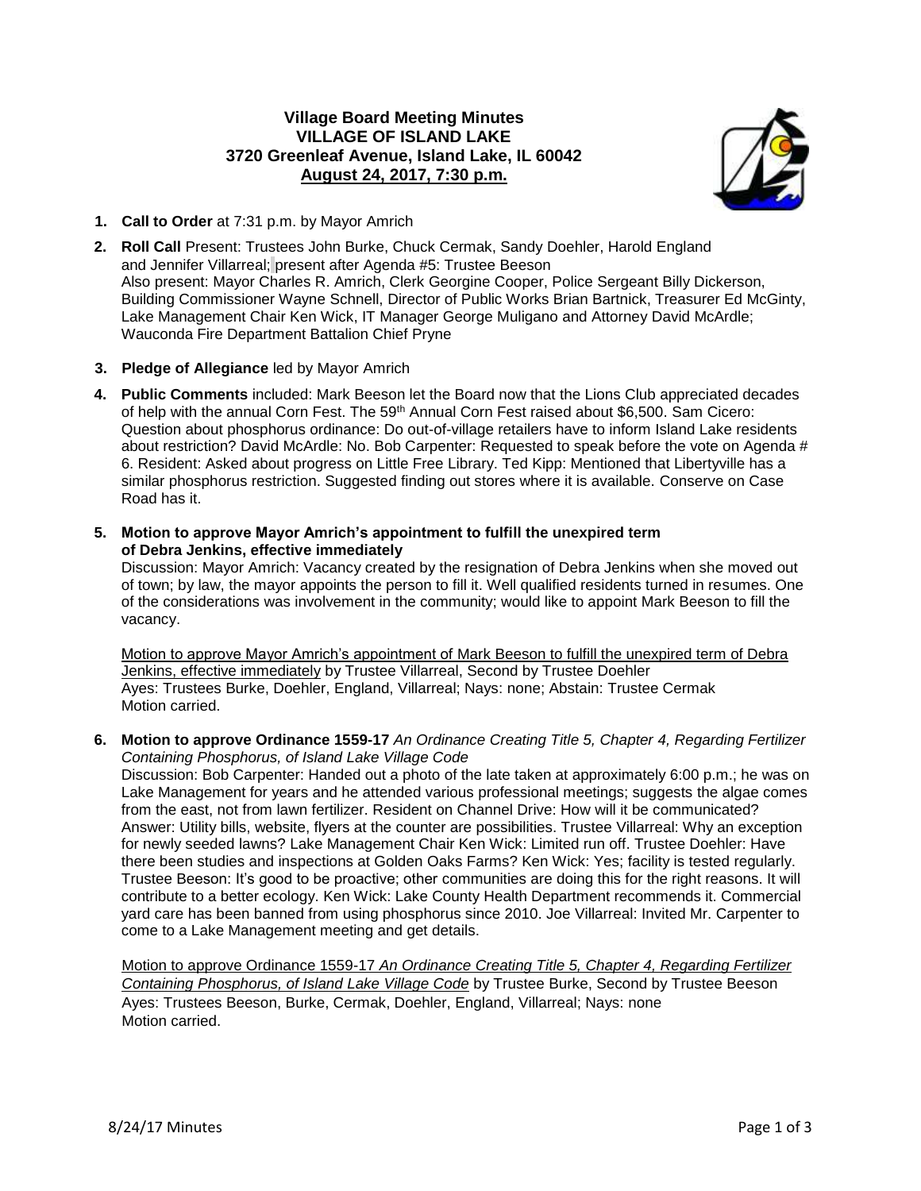# Village Board Meeting Minutes
## VILLAGE OF ISLAND LAKE
### 3720 Greenleaf Avenue, Island Lake, IL 60042
### August 24, 2017, 7:30 p.m.

1. **Call to Order** at 7:31 p.m. by Mayor Amrich

2. **Roll Call** Present: Trustees John Burke, Chuck Cermak, Sandy Doehler, Harold England and Jennifer Villarreal; present after Agenda #5: Trustee Beeson
   Also present: Mayor Charles R. Amrich, Clerk Georgine Cooper, Police Sergeant Billy Dickerson, Building Commissioner Wayne Schnell, Director of Public Works Brian Bartnick, Treasurer Ed McGinty, Lake Management Chair Ken Wick, IT Manager George Muligano and Attorney David McArdle; Wauconda Fire Department Battalion Chief Pryne

3. **Pledge of Allegiance** led by Mayor Amrich

4. **Public Comments** included: Mark Beeson let the Board now that the Lions Club appreciated decades of help with the annual Corn Fest. The 59th Annual Corn Fest raised about $6,500. Sam Cicero: Question about phosphorus ordinance: Do out-of-village retailers have to inform Island Lake residents about restriction? David McArdle: No. Bob Carpenter: Requested to speak before the vote on Agenda # 6. Resident: Asked about progress on Little Free Library. Ted Kipp: Mentioned that Libertyville has a similar phosphorus restriction. Suggested finding out stores where it is available. Conserve on Case Road has it.

5. **Motion to approve Mayor Amrich's appointment to fulfill the unexpired term of Debra Jenkins, effective immediately**
   Discussion: Mayor Amrich: Vacancy created by the resignation of Debra Jenkins when she moved out of town; by law, the mayor appoints the person to fill it. Well qualified residents turned in resumes. One of the considerations was involvement in the community; would like to appoint Mark Beeson to fill the vacancy.

   Motion to approve Mayor Amrich's appointment of Mark Beeson to fulfill the unexpired term of Debra Jenkins, effective immediately by Trustee Villarreal, Second by Trustee Doehler
   Ayes: Trustees Burke, Doehler, England, Villarreal; Nays: none; Abstain: Trustee Cermak
   Motion carried.

6. **Motion to approve Ordinance 1559-17** *An Ordinance Creating Title 5, Chapter 4, Regarding Fertilizer Containing Phosphorus, of Island Lake Village Code*
   Discussion: Bob Carpenter: Handed out a photo of the late taken at approximately 6:00 p.m.; he was on Lake Management for years and he attended various professional meetings; suggests the algae comes from the east, not from lawn fertilizer. Resident on Channel Drive: How will it be communicated? Answer: Utility bills, website, flyers at the counter are possibilities. Trustee Villarreal: Why an exception for newly seeded lawns? Lake Management Chair Ken Wick: Limited run off. Trustee Doehler: Have there been studies and inspections at Golden Oaks Farms? Ken Wick: Yes; facility is tested regularly. Trustee Beeson: It's good to be proactive; other communities are doing this for the right reasons. It will contribute to a better ecology. Ken Wick: Lake County Health Department recommends it. Commercial yard care has been banned from using phosphorus since 2010. Joe Villarreal: Invited Mr. Carpenter to come to a Lake Management meeting and get details.

   Motion to approve Ordinance 1559-17 *An Ordinance Creating Title 5, Chapter 4, Regarding Fertilizer Containing Phosphorus, of Island Lake Village Code* by Trustee Burke, Second by Trustee Beeson
   Ayes: Trustees Beeson, Burke, Cermak, Doehler, England, Villarreal; Nays: none
   Motion carried.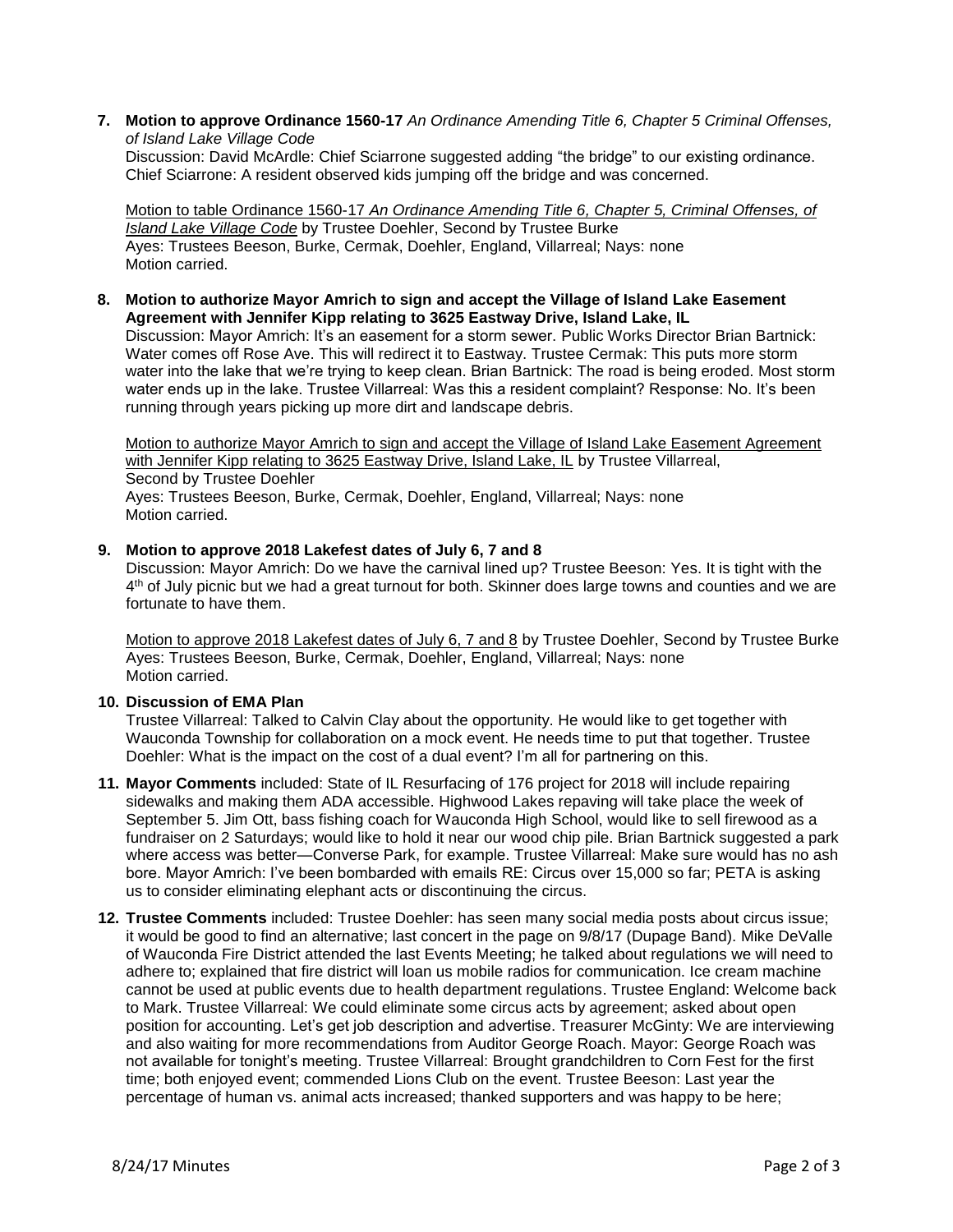**7. Motion to approve Ordinance 1560-17** *An Ordinance Amending Title 6, Chapter 5 Criminal Offenses, of Island Lake Village Code*

Discussion: David McArdle: Chief Sciarrone suggested adding "the bridge" to our existing ordinance. Chief Sciarrone: A resident observed kids jumping off the bridge and was concerned.

Motion to table Ordinance 1560-17 *An Ordinance Amending Title 6, Chapter 5, Criminal Offenses, of Island Lake Village Code* by Trustee Doehler, Second by Trustee Burke
Ayes: Trustees Beeson, Burke, Cermak, Doehler, England, Villarreal; Nays: none
Motion carried.

**8. Motion to authorize Mayor Amrich to sign and accept the Village of Island Lake Easement Agreement with Jennifer Kipp relating to 3625 Eastway Drive, Island Lake, IL**

Discussion: Mayor Amrich: It's an easement for a storm sewer. Public Works Director Brian Bartnick: Water comes off Rose Ave. This will redirect it to Eastway. Trustee Cermak: This puts more storm water into the lake that we're trying to keep clean. Brian Bartnick: The road is being eroded. Most storm water ends up in the lake. Trustee Villarreal: Was this a resident complaint? Response: No. It's been running through years picking up more dirt and landscape debris.

Motion to authorize Mayor Amrich to sign and accept the Village of Island Lake Easement Agreement with Jennifer Kipp relating to 3625 Eastway Drive, Island Lake, IL by Trustee Villarreal, Second by Trustee Doehler
Ayes: Trustees Beeson, Burke, Cermak, Doehler, England, Villarreal; Nays: none
Motion carried.

**9. Motion to approve 2018 Lakefest dates of July 6, 7 and 8**

Discussion: Mayor Amrich: Do we have the carnival lined up? Trustee Beeson: Yes. It is tight with the 4th of July picnic but we had a great turnout for both. Skinner does large towns and counties and we are fortunate to have them.

Motion to approve 2018 Lakefest dates of July 6, 7 and 8 by Trustee Doehler, Second by Trustee Burke
Ayes: Trustees Beeson, Burke, Cermak, Doehler, England, Villarreal; Nays: none
Motion carried.

**10. Discussion of EMA Plan**

Trustee Villarreal: Talked to Calvin Clay about the opportunity. He would like to get together with Wauconda Township for collaboration on a mock event. He needs time to put that together. Trustee Doehler: What is the impact on the cost of a dual event? I'm all for partnering on this.

**11. Mayor Comments** included: State of IL Resurfacing of 176 project for 2018 will include repairing sidewalks and making them ADA accessible. Highwood Lakes repaving will take place the week of September 5. Jim Ott, bass fishing coach for Wauconda High School, would like to sell firewood as a fundraiser on 2 Saturdays; would like to hold it near our wood chip pile. Brian Bartnick suggested a park where access was better—Converse Park, for example. Trustee Villarreal: Make sure would has no ash bore. Mayor Amrich: I've been bombarded with emails RE: Circus over 15,000 so far; PETA is asking us to consider eliminating elephant acts or discontinuing the circus.

**12. Trustee Comments** included: Trustee Doehler: has seen many social media posts about circus issue; it would be good to find an alternative; last concert in the page on 9/8/17 (Dupage Band). Mike DeValle of Wauconda Fire District attended the last Events Meeting; he talked about regulations we will need to adhere to; explained that fire district will loan us mobile radios for communication. Ice cream machine cannot be used at public events due to health department regulations. Trustee England: Welcome back to Mark. Trustee Villarreal: We could eliminate some circus acts by agreement; asked about open position for accounting. Let's get job description and advertise. Treasurer McGinty: We are interviewing and also waiting for more recommendations from Auditor George Roach. Mayor: George Roach was not available for tonight's meeting. Trustee Villarreal: Brought grandchildren to Corn Fest for the first time; both enjoyed event; commended Lions Club on the event. Trustee Beeson: Last year the percentage of human vs. animal acts increased; thanked supporters and was happy to be here;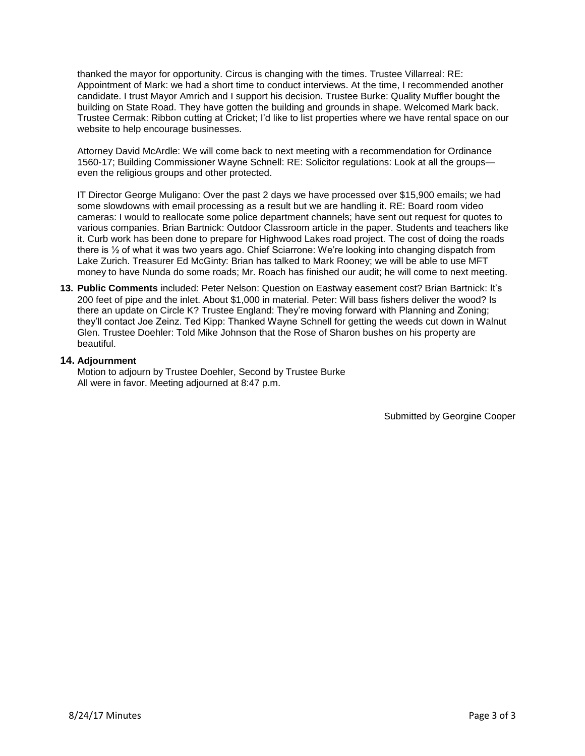thanked the mayor for opportunity. Circus is changing with the times. Trustee Villarreal: RE: Appointment of Mark: we had a short time to conduct interviews. At the time, I recommended another candidate. I trust Mayor Amrich and I support his decision. Trustee Burke: Quality Muffler bought the building on State Road. They have gotten the building and grounds in shape. Welcomed Mark back. Trustee Cermak: Ribbon cutting at Cricket; I'd like to list properties where we have rental space on our website to help encourage businesses.

Attorney David McArdle: We will come back to next meeting with a recommendation for Ordinance 1560-17; Building Commissioner Wayne Schnell: RE: Solicitor regulations: Look at all the groups—even the religious groups and other protected.

IT Director George Muligano: Over the past 2 days we have processed over $15,900 emails; we had some slowdowns with email processing as a result but we are handling it. RE: Board room video cameras: I would to reallocate some police department channels; have sent out request for quotes to various companies. Brian Bartnick: Outdoor Classroom article in the paper. Students and teachers like it. Curb work has been done to prepare for Highwood Lakes road project. The cost of doing the roads there is ½ of what it was two years ago. Chief Sciarrone: We're looking into changing dispatch from Lake Zurich. Treasurer Ed McGinty: Brian has talked to Mark Rooney; we will be able to use MFT money to have Nunda do some roads; Mr. Roach has finished our audit; he will come to next meeting.

13. **Public Comments** included: Peter Nelson: Question on Eastway easement cost? Brian Bartnick: It's 200 feet of pipe and the inlet. About $1,000 in material. Peter: Will bass fishers deliver the wood? Is there an update on Circle K? Trustee England: They're moving forward with Planning and Zoning; they'll contact Joe Zeinz. Ted Kipp: Thanked Wayne Schnell for getting the weeds cut down in Walnut Glen. Trustee Doehler: Told Mike Johnson that the Rose of Sharon bushes on his property are beautiful.

14. **Adjournment**
Motion to adjourn by Trustee Doehler, Second by Trustee Burke
All were in favor. Meeting adjourned at 8:47 p.m.

Submitted by Georgine Cooper